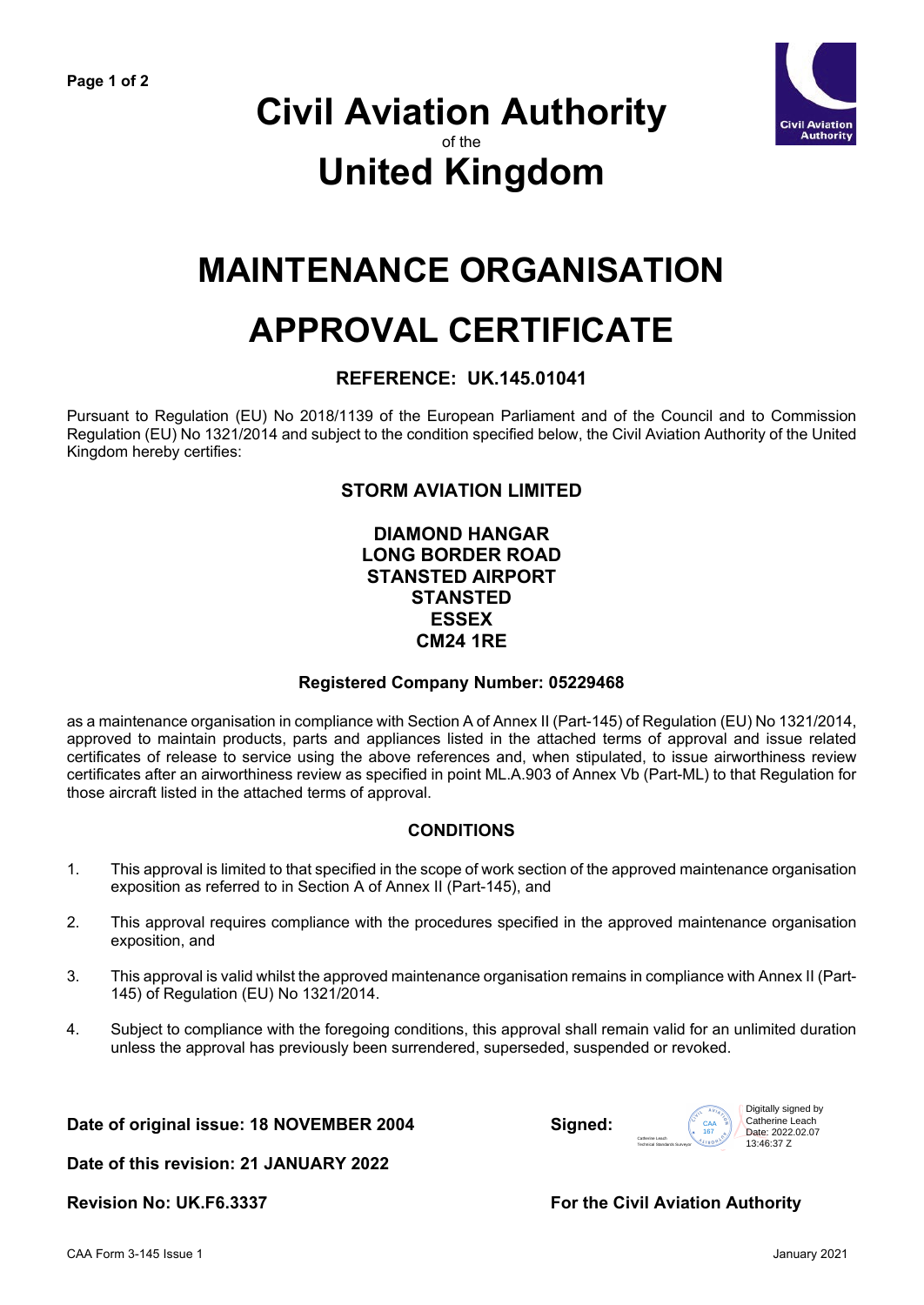# Civil Aviation Authority

of the

# United Kingdom

# MAINTENANCE ORGANISATION APPROVAL CERTIFICATE

### REFERENCE: UK.145.01041

Pursuant to Regulation (EU) No 2018/1139 of the European Parliament and of the Council and to Commission Regulation (EU) No 1321/2014 and subject to the condition specified below, the Civil Aviation Authority of the United Kingdom hereby certifies:

**STORM AVIATION LIMITED**

**DIAMOND HANGAR**
**LONG BORDER ROAD**
**STANSTED AIRPORT**
**STANSTED**
**ESSEX**
**CM24 1RE**

**Registered Company Number: 05229468**

as a maintenance organisation in compliance with Section A of Annex II (Part-145) of Regulation (EU) No 1321/2014, approved to maintain products, parts and appliances listed in the attached terms of approval and issue related certificates of release to service using the above references and, when stipulated, to issue airworthiness review certificates after an airworthiness review as specified in point ML.A.903 of Annex Vb (Part-ML) to that Regulation for those aircraft listed in the attached terms of approval.

### CONDITIONS

1. This approval is limited to that specified in the scope of work section of the approved maintenance organisation exposition as referred to in Section A of Annex II (Part-145), and
2. This approval requires compliance with the procedures specified in the approved maintenance organisation exposition, and
3. This approval is valid whilst the approved maintenance organisation remains in compliance with Annex II (Part-145) of Regulation (EU) No 1321/2014.
4. Subject to compliance with the foregoing conditions, this approval shall remain valid for an unlimited duration unless the approval has previously been surrendered, superseded, suspended or revoked.

**Date of original issue: 18 NOVEMBER 2004**

**Date of this revision: 21 JANUARY 2022**

**Revision No: UK.F6.3337**

**Signed:** Catherine Leach, Technical Standards Surveyor — Digitally signed by Catherine Leach, Date: 2022.02.07 13:46:37 Z

**For the Civil Aviation Authority**

CAA Form 3-145 Issue 1 January 2021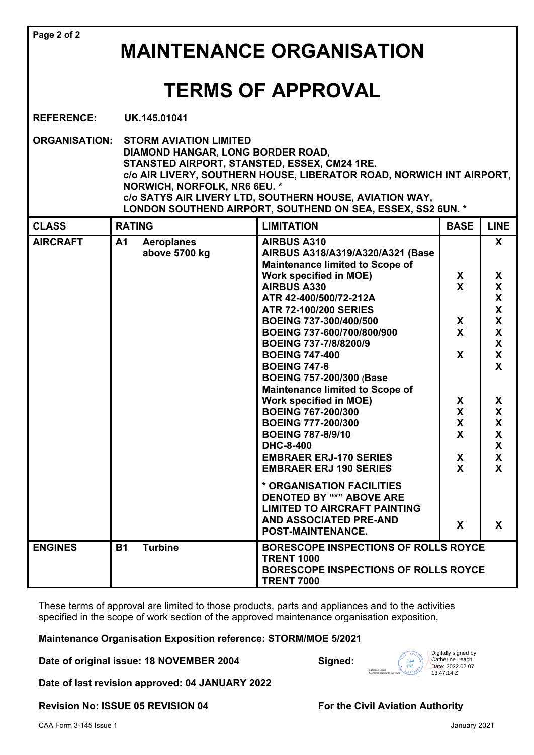# MAINTENANCE ORGANISATION

# TERMS OF APPROVAL

**REFERENCE:** UK.145.01041

**ORGANISATION:** STORM AVIATION LIMITED
DIAMOND HANGAR, LONG BORDER ROAD,
STANSTED AIRPORT, STANSTED, ESSEX, CM24 1RE.
c/o AIR LIVERY, SOUTHERN HOUSE, LIBERATOR ROAD, NORWICH INT AIRPORT, NORWICH, NORFOLK, NR6 6EU. *
c/o SATYS AIR LIVERY LTD, SOUTHERN HOUSE, AVIATION WAY, LONDON SOUTHEND AIRPORT, SOUTHEND ON SEA, ESSEX, SS2 6UN. *

| CLASS | RATING | LIMITATION | BASE | LINE |
|---|---|---|---|---|
| AIRCRAFT | A1 Aeroplanes above 5700 kg | AIRBUS A310 | | X |
| | | AIRBUS A318/A319/A320/A321 (Base Maintenance limited to Scope of Work specified in MOE) | X | X |
| | | AIRBUS A330 | X | X |
| | | ATR 42-400/500/72-212A | | X |
| | | ATR 72-100/200 SERIES | | X |
| | | BOEING 737-300/400/500 | X | X |
| | | BOEING 737-600/700/800/900 | X | X |
| | | BOEING 737-7/8/8200/9 | | X |
| | | BOEING 747-400 | X | X |
| | | BOEING 747-8 | | X |
| | | BOEING 757-200/300 (Base Maintenance limited to Scope of Work specified in MOE) | X | X |
| | | BOEING 767-200/300 | X | X |
| | | BOEING 777-200/300 | X | X |
| | | BOEING 787-8/9/10 | X | X |
| | | DHC-8-400 | | X |
| | | EMBRAER ERJ-170 SERIES | X | X |
| | | EMBRAER ERJ 190 SERIES | X | X |
| | | * ORGANISATION FACILITIES DENOTED BY "*" ABOVE ARE LIMITED TO AIRCRAFT PAINTING AND ASSOCIATED PRE-AND POST-MAINTENANCE. | X | X |
| ENGINES | B1 Turbine | BORESCOPE INSPECTIONS OF ROLLS ROYCE TRENT 1000<br>BORESCOPE INSPECTIONS OF ROLLS ROYCE TRENT 7000 | | |

These terms of approval are limited to those products, parts and appliances and to the activities specified in the scope of work section of the approved maintenance organisation exposition,

**Maintenance Organisation Exposition reference: STORM/MOE 5/2021**

**Date of original issue: 18 NOVEMBER 2004** **Signed:** Digitally signed by Catherine Leach Date: 2022.02.07 13:47:14 Z

**Date of last revision approved: 04 JANUARY 2022**

**Revision No: ISSUE 05 REVISION 04** **For the Civil Aviation Authority**

CAA Form 3-145 Issue 1 January 2021